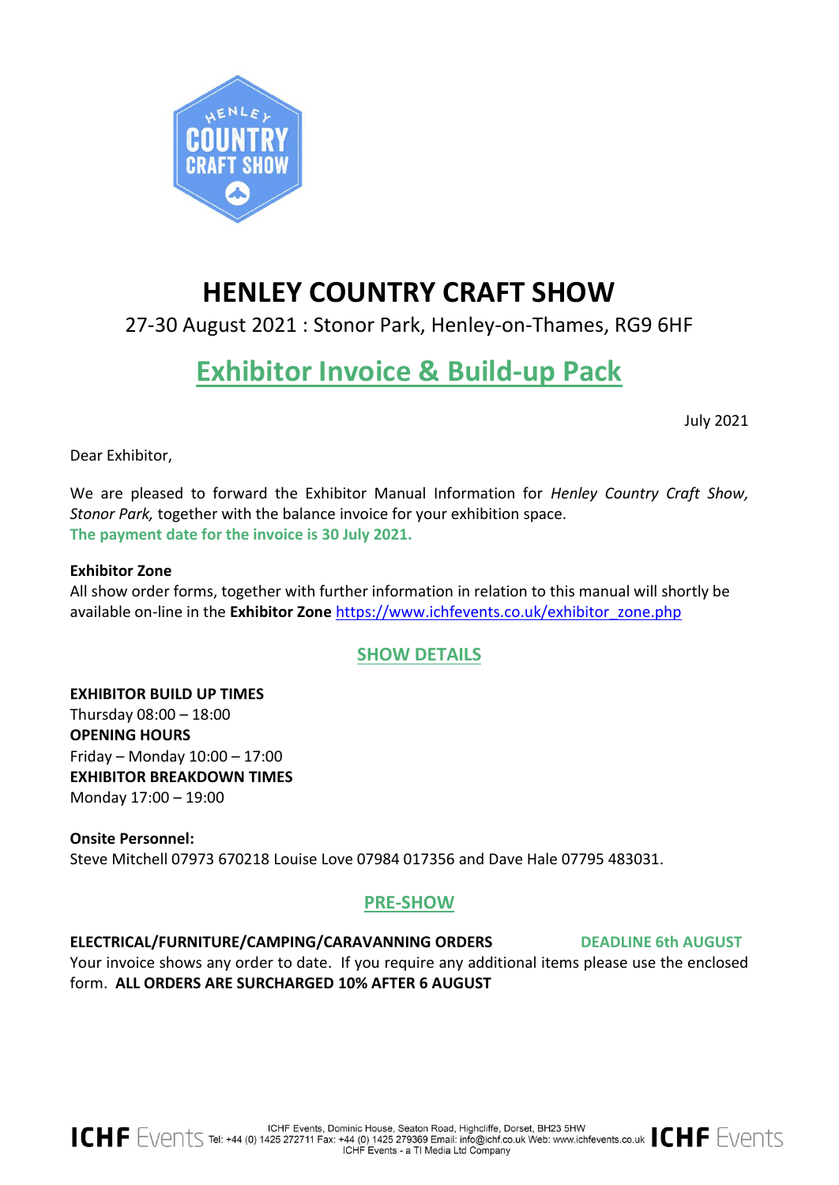# HENLEY COUNTRY CRAFT SHOW

27-30 August 2021 : Stonor Park, Henley-on-Thames, RG9 6HF

## Exhibitor Invoice & Build-up Pack

July 2021

Dear Exhibitor,

We are pleased to forward the Exhibitor Manual Information for *Henley Country Craft Show, Stonor Park,* together with the balance invoice for your exhibition space.
**The payment date for the invoice is 30 July 2021.**

**Exhibitor Zone**
All show order forms, together with further information in relation to this manual will shortly be available on-line in the **Exhibitor Zone** https://www.ichfevents.co.uk/exhibitor_zone.php

### SHOW DETAILS

**EXHIBITOR BUILD UP TIMES**
Thursday 08:00 – 18:00
**OPENING HOURS**
Friday – Monday 10:00 – 17:00
**EXHIBITOR BREAKDOWN TIMES**
Monday 17:00 – 19:00

**Onsite Personnel:**
Steve Mitchell 07973 670218 Louise Love 07984 017356 and Dave Hale 07795 483031.

### PRE-SHOW

**ELECTRICAL/FURNITURE/CAMPING/CARAVANNING ORDERS** **DEADLINE 6th AUGUST**
Your invoice shows any order to date. If you require any additional items please use the enclosed form. **ALL ORDERS ARE SURCHARGED 10% AFTER 6 AUGUST**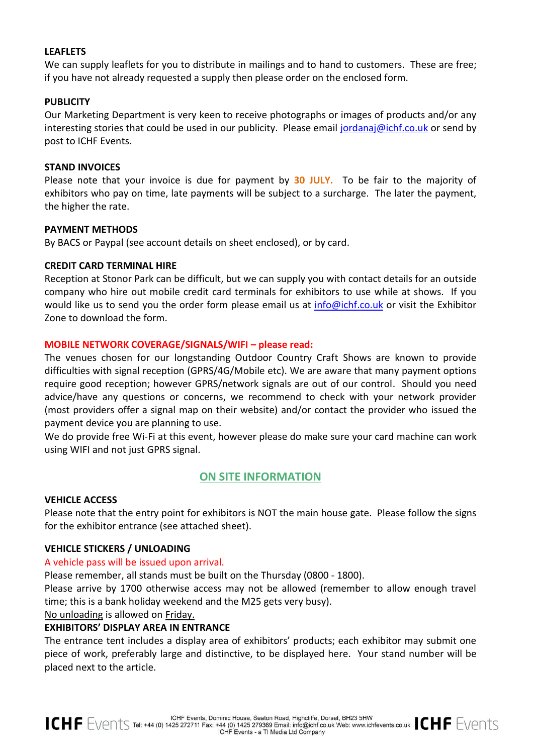**LEAFLETS**

We can supply leaflets for you to distribute in mailings and to hand to customers. These are free; if you have not already requested a supply then please order on the enclosed form.

**PUBLICITY**

Our Marketing Department is very keen to receive photographs or images of products and/or any interesting stories that could be used in our publicity. Please email jordanaj@ichf.co.uk or send by post to ICHF Events.

**STAND INVOICES**

Please note that your invoice is due for payment by **30 JULY.** To be fair to the majority of exhibitors who pay on time, late payments will be subject to a surcharge. The later the payment, the higher the rate.

**PAYMENT METHODS**

By BACS or Paypal (see account details on sheet enclosed), or by card.

**CREDIT CARD TERMINAL HIRE**

Reception at Stonor Park can be difficult, but we can supply you with contact details for an outside company who hire out mobile credit card terminals for exhibitors to use while at shows. If you would like us to send you the order form please email us at info@ichf.co.uk or visit the Exhibitor Zone to download the form.

**MOBILE NETWORK COVERAGE/SIGNALS/WIFI – please read:**

The venues chosen for our longstanding Outdoor Country Craft Shows are known to provide difficulties with signal reception (GPRS/4G/Mobile etc). We are aware that many payment options require good reception; however GPRS/network signals are out of our control. Should you need advice/have any questions or concerns, we recommend to check with your network provider (most providers offer a signal map on their website) and/or contact the provider who issued the payment device you are planning to use.

We do provide free Wi-Fi at this event, however please do make sure your card machine can work using WIFI and not just GPRS signal.

## ON SITE INFORMATION

**VEHICLE ACCESS**

Please note that the entry point for exhibitors is NOT the main house gate. Please follow the signs for the exhibitor entrance (see attached sheet).

**VEHICLE STICKERS / UNLOADING**

A vehicle pass will be issued upon arrival.

Please remember, all stands must be built on the Thursday (0800 - 1800).

Please arrive by 1700 otherwise access may not be allowed (remember to allow enough travel time; this is a bank holiday weekend and the M25 gets very busy).

No unloading is allowed on Friday.

**EXHIBITORS' DISPLAY AREA IN ENTRANCE**

The entrance tent includes a display area of exhibitors' products; each exhibitor may submit one piece of work, preferably large and distinctive, to be displayed here. Your stand number will be placed next to the article.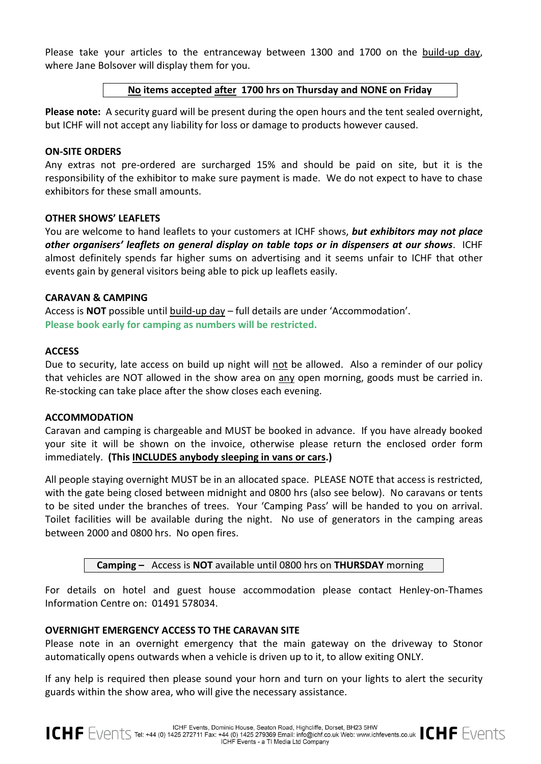Please take your articles to the entranceway between 1300 and 1700 on the build-up day, where Jane Bolsover will display them for you.

**No items accepted after 1700 hrs on Thursday and NONE on Friday**

**Please note:** A security guard will be present during the open hours and the tent sealed overnight, but ICHF will not accept any liability for loss or damage to products however caused.

**ON-SITE ORDERS**

Any extras not pre-ordered are surcharged 15% and should be paid on site, but it is the responsibility of the exhibitor to make sure payment is made. We do not expect to have to chase exhibitors for these small amounts.

**OTHER SHOWS' LEAFLETS**

You are welcome to hand leaflets to your customers at ICHF shows, ***but exhibitors may not place other organisers' leaflets on general display on table tops or in dispensers at our shows***. ICHF almost definitely spends far higher sums on advertising and it seems unfair to ICHF that other events gain by general visitors being able to pick up leaflets easily.

**CARAVAN & CAMPING**

Access is **NOT** possible until build-up day – full details are under 'Accommodation'.
**Please book early for camping as numbers will be restricted.**

**ACCESS**

Due to security, late access on build up night will not be allowed. Also a reminder of our policy that vehicles are NOT allowed in the show area on any open morning, goods must be carried in. Re-stocking can take place after the show closes each evening.

**ACCOMMODATION**

Caravan and camping is chargeable and MUST be booked in advance. If you have already booked your site it will be shown on the invoice, otherwise please return the enclosed order form immediately. **(This INCLUDES anybody sleeping in vans or cars.)**

All people staying overnight MUST be in an allocated space. PLEASE NOTE that access is restricted, with the gate being closed between midnight and 0800 hrs (also see below). No caravans or tents to be sited under the branches of trees. Your 'Camping Pass' will be handed to you on arrival. Toilet facilities will be available during the night. No use of generators in the camping areas between 2000 and 0800 hrs. No open fires.

**Camping –** Access is **NOT** available until 0800 hrs on **THURSDAY** morning

For details on hotel and guest house accommodation please contact Henley-on-Thames Information Centre on: 01491 578034.

**OVERNIGHT EMERGENCY ACCESS TO THE CARAVAN SITE**

Please note in an overnight emergency that the main gateway on the driveway to Stonor automatically opens outwards when a vehicle is driven up to it, to allow exiting ONLY.

If any help is required then please sound your horn and turn on your lights to alert the security guards within the show area, who will give the necessary assistance.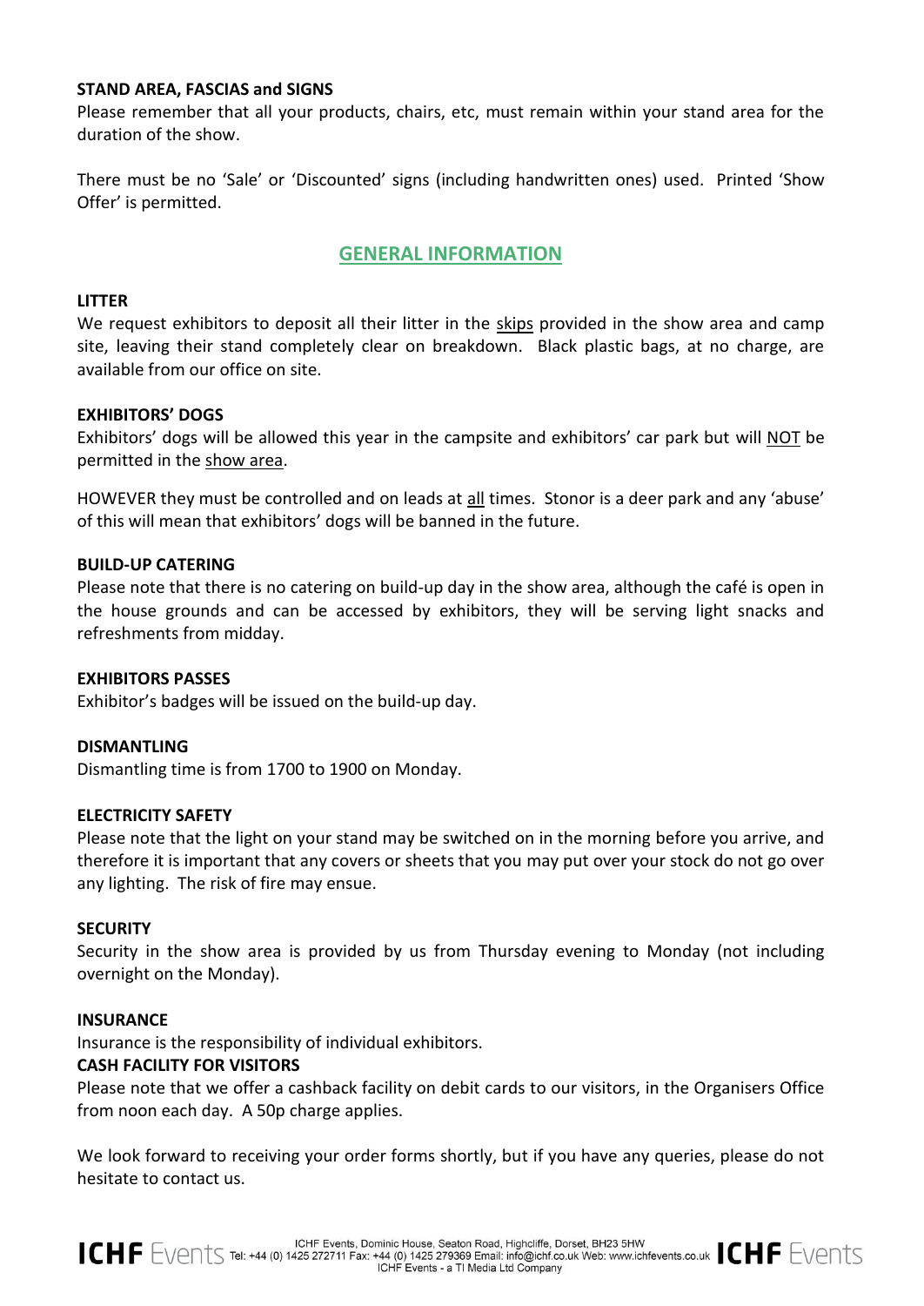**STAND AREA, FASCIAS and SIGNS**

Please remember that all your products, chairs, etc, must remain within your stand area for the duration of the show.

There must be no 'Sale' or 'Discounted' signs (including handwritten ones) used. Printed 'Show Offer' is permitted.

## GENERAL INFORMATION

**LITTER**

We request exhibitors to deposit all their litter in the skips provided in the show area and camp site, leaving their stand completely clear on breakdown. Black plastic bags, at no charge, are available from our office on site.

**EXHIBITORS' DOGS**

Exhibitors' dogs will be allowed this year in the campsite and exhibitors' car park but will NOT be permitted in the show area.

HOWEVER they must be controlled and on leads at all times. Stonor is a deer park and any 'abuse' of this will mean that exhibitors' dogs will be banned in the future.

**BUILD-UP CATERING**

Please note that there is no catering on build-up day in the show area, although the café is open in the house grounds and can be accessed by exhibitors, they will be serving light snacks and refreshments from midday.

**EXHIBITORS PASSES**

Exhibitor's badges will be issued on the build-up day.

**DISMANTLING**

Dismantling time is from 1700 to 1900 on Monday.

**ELECTRICITY SAFETY**

Please note that the light on your stand may be switched on in the morning before you arrive, and therefore it is important that any covers or sheets that you may put over your stock do not go over any lighting. The risk of fire may ensue.

**SECURITY**

Security in the show area is provided by us from Thursday evening to Monday (not including overnight on the Monday).

**INSURANCE**

Insurance is the responsibility of individual exhibitors.

**CASH FACILITY FOR VISITORS**

Please note that we offer a cashback facility on debit cards to our visitors, in the Organisers Office from noon each day. A 50p charge applies.

We look forward to receiving your order forms shortly, but if you have any queries, please do not hesitate to contact us.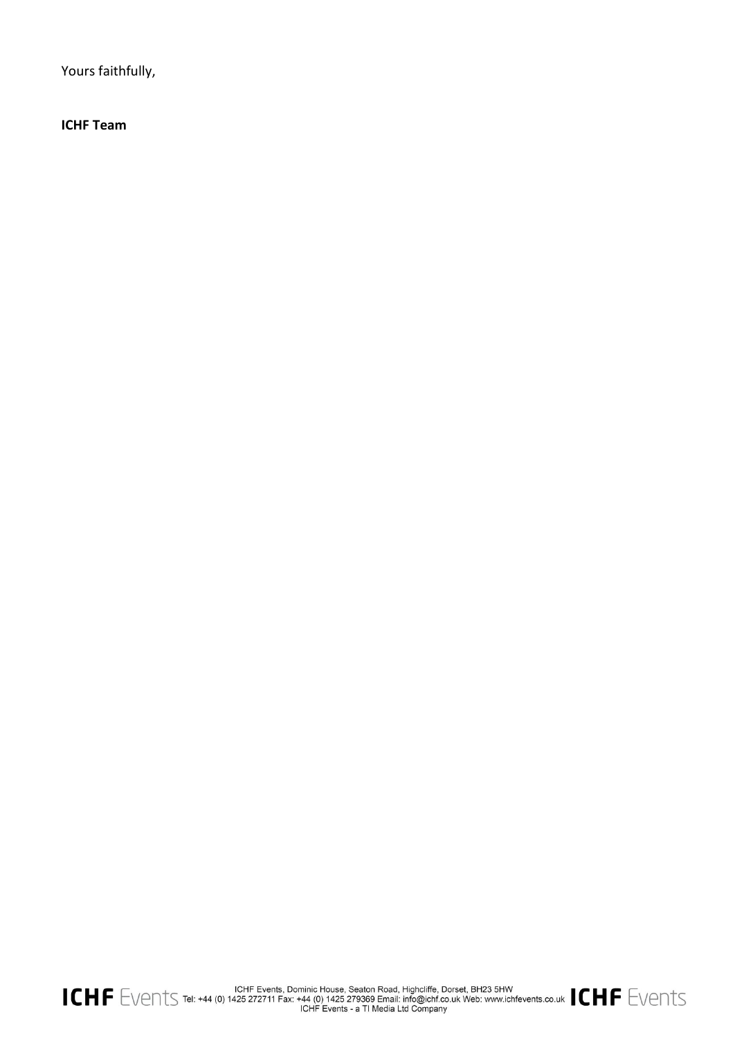Yours faithfully,

**ICHF Team**